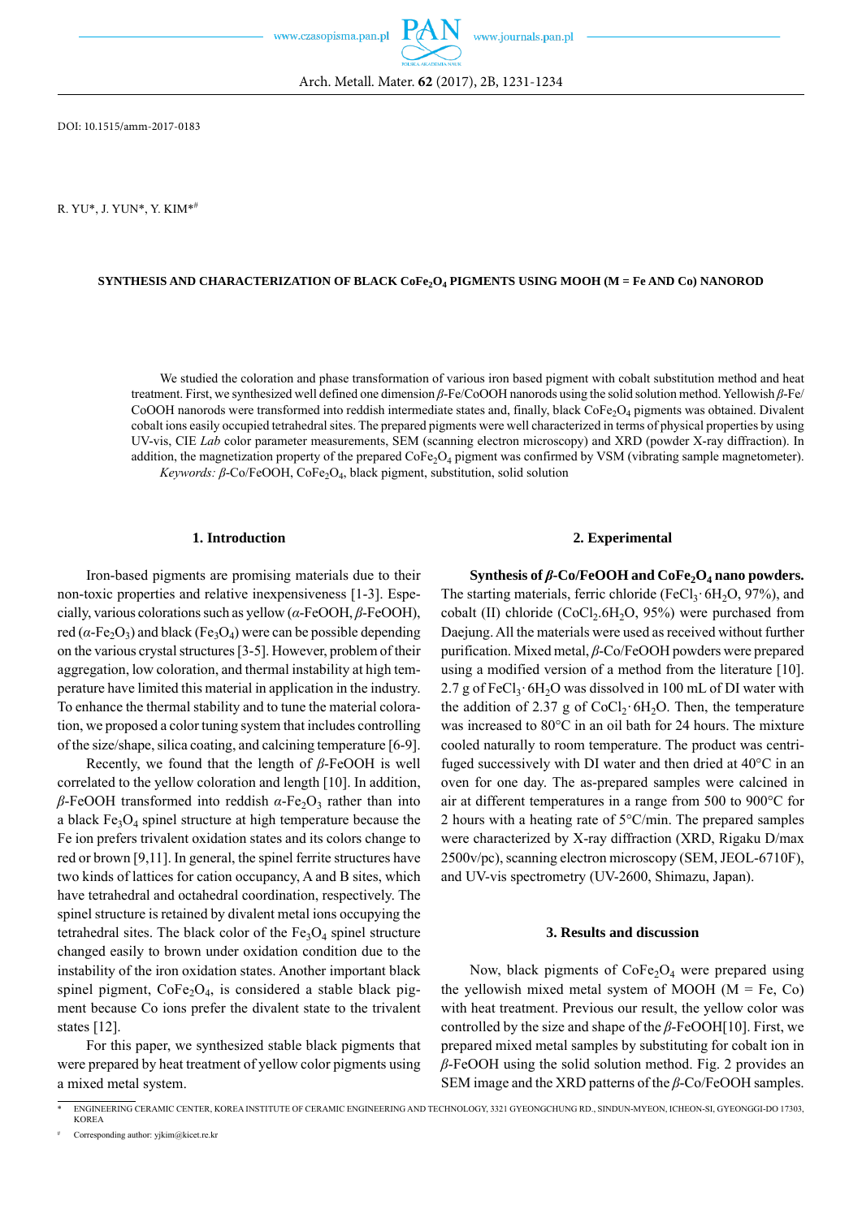DOI: 10.1515/amm-2017-0183

R. YU*, J. YUN*, Y. KIM*[#]

# SYNTHESIS AND CHARACTERIZATION OF BLACK $CoFe_2O_4$ PIGMENTS USING MOOH (M = Fe AND Co) NANOROD

We studied the coloration and phase transformation of various iron based pigment with cobalt substitution method and heat treatment. First, we synthesized well defined one dimension $\beta$-Fe/Co​OOH nanorods using the solid solution method. Yellowish $\beta$-Fe/CoOOH nanorods were transformed into reddish intermediate states and, finally, black $CoFe_2O_4$ pigments was obtained. Divalent cobalt ions easily occupied tetrahedral sites. The prepared pigments were well characterized in terms of physical properties by using UV-vis, CIE *Lab* color parameter measurements, SEM (scanning electron microscopy) and XRD (powder X-ray diffraction). In addition, the magnetization property of the prepared $CoFe_2O_4$ pigment was confirmed by VSM (vibrating sample magnetometer).

*Keywords:* $\beta$-Co/FeOOH, $CoFe_2O_4$, black pigment, substitution, solid solution

## 1. Introduction

Iron-based pigments are promising materials due to their non-toxic properties and relative inexpensiveness [1-3]. Especially, various colorations such as yellow ($\alpha$-FeOOH, $\beta$-FeOOH), red ($\alpha$-$Fe_2O_3$) and black ($Fe_3O_4$) were can be possible depending on the various crystal structures [3-5]. However, problem of their aggregation, low coloration, and thermal instability at high temperature have limited this material in application in the industry. To enhance the thermal stability and to tune the material coloration, we proposed a color tuning system that includes controlling of the size/shape, silica coating, and calcining temperature [6-9].

Recently, we found that the length of $\beta$-FeOOH is well correlated to the yellow coloration and length [10]. In addition, $\beta$-FeOOH transformed into reddish $\alpha$-$Fe_2O_3$ rather than into a black $Fe_3O_4$ spinel structure at high temperature because the Fe ion prefers trivalent oxidation states and its colors change to red or brown [9,11]. In general, the spinel ferrite structures have two kinds of lattices for cation occupancy, A and B sites, which have tetrahedral and octahedral coordination, respectively. The spinel structure is retained by divalent metal ions occupying the tetrahedral sites. The black color of the $Fe_3O_4$ spinel structure changed easily to brown under oxidation condition due to the instability of the iron oxidation states. Another important black spinel pigment, $CoFe_2O_4$, is considered a stable black pigment because Co ions prefer the divalent state to the trivalent states [12].

For this paper, we synthesized stable black pigments that were prepared by heat treatment of yellow color pigments using a mixed metal system.

## 2. Experimental

**Synthesis of $\beta$-Co/FeOOH and $CoFe_2O_4$ nano powders.** The starting materials, ferric chloride ($FeCl_3 \cdot 6H_2O$, 97%), and cobalt (II) chloride ($CoCl_2.6H_2O$, 95%) were purchased from Daejung. All the materials were used as received without further purification. Mixed metal, $\beta$-Co/FeOOH powders were prepared using a modified version of a method from the literature [10]. 2.7 g of $FeCl_3 \cdot 6H_2O$ was dissolved in 100 mL of DI water with the addition of 2.37 g of $CoCl_2 \cdot 6H_2O$. Then, the temperature was increased to 80°C in an oil bath for 24 hours. The mixture cooled naturally to room temperature. The product was centrifuged successively with DI water and then dried at 40°C in an oven for one day. The as-prepared samples were calcined in air at different temperatures in a range from 500 to 900°C for 2 hours with a heating rate of 5°C/min. The prepared samples were characterized by X-ray diffraction (XRD, Rigaku D/max 2500v/pc), scanning electron microscopy (SEM, JEOL-6710F), and UV-vis spectrometry (UV-2600, Shimazu, Japan).

## 3. Results and discussion

Now, black pigments of $CoFe_2O_4$ were prepared using the yellowish mixed metal system of MOOH (M = Fe, Co) with heat treatment. Previous our result, the yellow color was controlled by the size and shape of the $\beta$-FeOOH[10]. First, we prepared mixed metal samples by substituting for cobalt ion in $\beta$-FeOOH using the solid solution method. Fig. 2 provides an SEM image and the XRD patterns of the $\beta$-Co/FeOOH samples.

---

\* ENGINEERING CERAMIC CENTER, KOREA INSTITUTE OF CERAMIC ENGINEERING AND TECHNOLOGY, 3321 GYEONGCHUNG RD., SINDUN-MYEON, ICHEON-SI, GYEONGGI-DO 17303, KOREA

[#] Corresponding author: yjkim@kicet.re.kr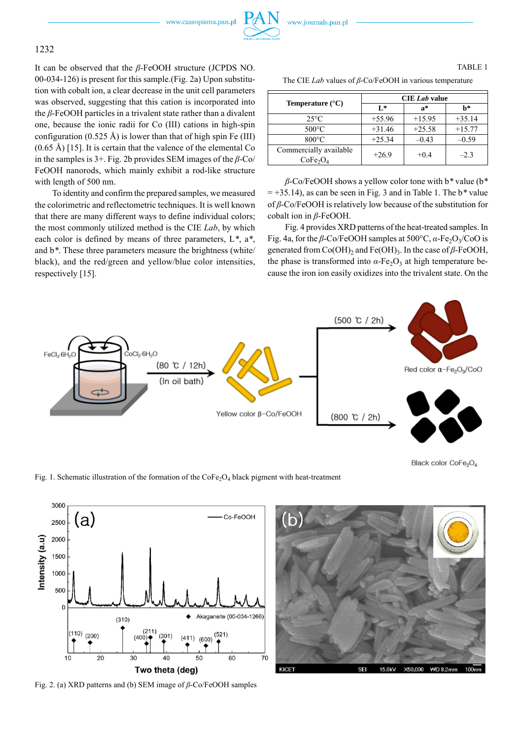It can be observed that the $\beta$-FeOOH structure (JCPDS NO. 00-034-126) is present for this sample.(Fig. 2a) Upon substitution with cobalt ion, a clear decrease in the unit cell parameters was observed, suggesting that this cation is incorporated into the $\beta$-FeOOH particles in a trivalent state rather than a divalent one, because the ionic radii for Co (III) cations in high-spin configuration (0.525 Å) is lower than that of high spin Fe (III) (0.65 Å) [15]. It is certain that the valence of the elemental Co in the samples is 3+. Fig. 2b provides SEM images of the $\beta$-Co/FeOOH nanorods, which mainly exhibit a rod-like structure with length of 500 nm.

To identify and confirm the prepared samples, we measured the colorimetric and reflectometric techniques. It is well known that there are many different ways to define individual colors; the most commonly utilized method is the CIE *Lab*, by which each color is defined by means of three parameters, L\*, a\*, and b\*. These three parameters measure the brightness (white/black), and the red/green and yellow/blue color intensities, respectively [15].

TABLE 1

The CIE *Lab* values of $\beta$-Co/FeOOH in various temperature

| Temperature (°C) | CIE *Lab* value | | |
|---|---|---|---|
| | L\* | a\* | b\* |
| 25°C | +55.96 | +15.95 | +35.14 |
| 500°C | +31.46 | +25.58 | +15.77 |
| 800°C | +25.34 | –0.43 | –0.59 |
| Commercially available $CoFe_2O_4$ | +26.9 | +0.4 | –2.3 |

$\beta$-Co/FeOOH shows a yellow color tone with b\* value (b\* = +35.14), as can be seen in Fig. 3 and in Table 1. The b\* value of $\beta$-Co/FeOOH is relatively low because of the substitution for cobalt ion in $\beta$-FeOOH.

Fig. 4 provides XRD patterns of the heat-treated samples. In Fig. 4a, for the $\beta$-Co/FeOOH samples at 500°C, $\alpha$-$Fe_2O_3$/CoO is generated from $Co(OH)_2$ and $Fe(OH)_3$. In the case of $\beta$-FeOOH, the phase is transformed into $\alpha$-$Fe_2O_3$ at high temperature because the iron ion easily oxidizes into the trivalent state. On the

Fig. 1. Schematic illustration of the formation of the $CoFe_2O_4$ black pigment with heat-treatment

Fig. 2. (a) XRD patterns and (b) SEM image of $\beta$-Co/FeOOH samples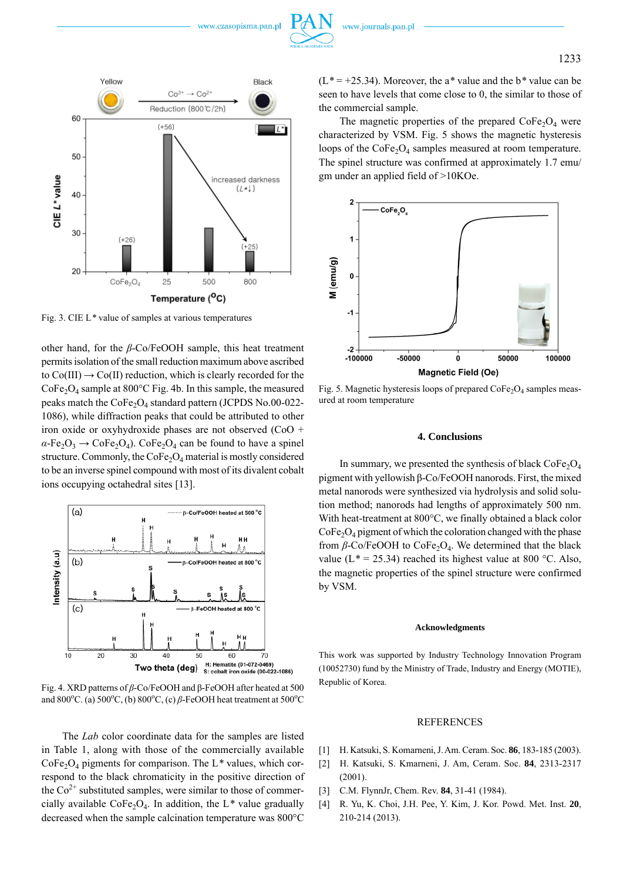Fig. 3. CIE L* value of samples at various temperatures

other hand, for the $\beta$-Co/FeOOH sample, this heat treatment permits isolation of the small reduction maximum above ascribed to Co(III) → Co(II) reduction, which is clearly recorded for the $CoFe_2O_4$ sample at 800°C Fig. 4b. In this sample, the measured peaks match the $CoFe_2O_4$ standard pattern (JCPDS No.00-022-1086), while diffraction peaks that could be attributed to other iron oxide or oxyhydroxide phases are not observed (CoO + $\alpha$-$Fe_2O_3$ → $CoFe_2O_4$). $CoFe_2O_4$ can be found to have a spinel structure. Commonly, the $CoFe_2O_4$ material is mostly considered to be an inverse spinel compound with most of its divalent cobalt ions occupying octahedral sites [13].

Fig. 4. XRD patterns of $\beta$-Co/FeOOH and β-FeOOH after heated at 500 and 800°C. (a) 500°C, (b) 800°C, (c) $\beta$-FeOOH heat treatment at 500°C

The *Lab* color coordinate data for the samples are listed in Table 1, along with those of the commercially available $CoFe_2O_4$ pigments for comparison. The L* values, which correspond to the black chromaticity in the positive direction of the $Co^{2+}$ substituted samples, were similar to those of commercially available $CoFe_2O_4$. In addition, the L* value gradually decreased when the sample calcination temperature was 800°C (L* = +25.34). Moreover, the a* value and the b* value can be seen to have levels that come close to 0, the similar to those of the commercial sample.

The magnetic properties of the prepared $CoFe_2O_4$ were characterized by VSM. Fig. 5 shows the magnetic hysteresis loops of the $CoFe_2O_4$ samples measured at room temperature. The spinel structure was confirmed at approximately 1.7 emu/gm under an applied field of >10KOe.

Fig. 5. Magnetic hysteresis loops of prepared $CoFe_2O_4$ samples measured at room temperature

## 4. Conclusions

In summary, we presented the synthesis of black $CoFe_2O_4$ pigment with yellowish β-Co/FeOOH nanorods. First, the mixed metal nanorods were synthesized via hydrolysis and solid solution method; nanorods had lengths of approximately 500 nm. With heat-treatment at 800°C, we finally obtained a black color $CoFe_2O_4$ pigment of which the coloration changed with the phase from β-Co/FeOOH to $CoFe_2O_4$. We determined that the black value (L* = 25.34) reached its highest value at 800 °C. Also, the magnetic properties of the spinel structure were confirmed by VSM.

### Acknowledgments

This work was supported by Industry Technology Innovation Program (10052730) fund by the Ministry of Trade, Industry and Energy (MOTIE), Republic of Korea.

## REFERENCES

[1] H. Katsuki, S. Komarneni, J. Am. Ceram. Soc. **86**, 183-185 (2003).
[2] H. Katsuki, S. Kmarneni, J. Am, Ceram. Soc. **84**, 2313-2317 (2001).
[3] C.M. FlynnJr, Chem. Rev. **84**, 31-41 (1984).
[4] R. Yu, K. Choi, J.H. Pee, Y. Kim, J. Kor. Powd. Met. Inst. **20**, 210-214 (2013).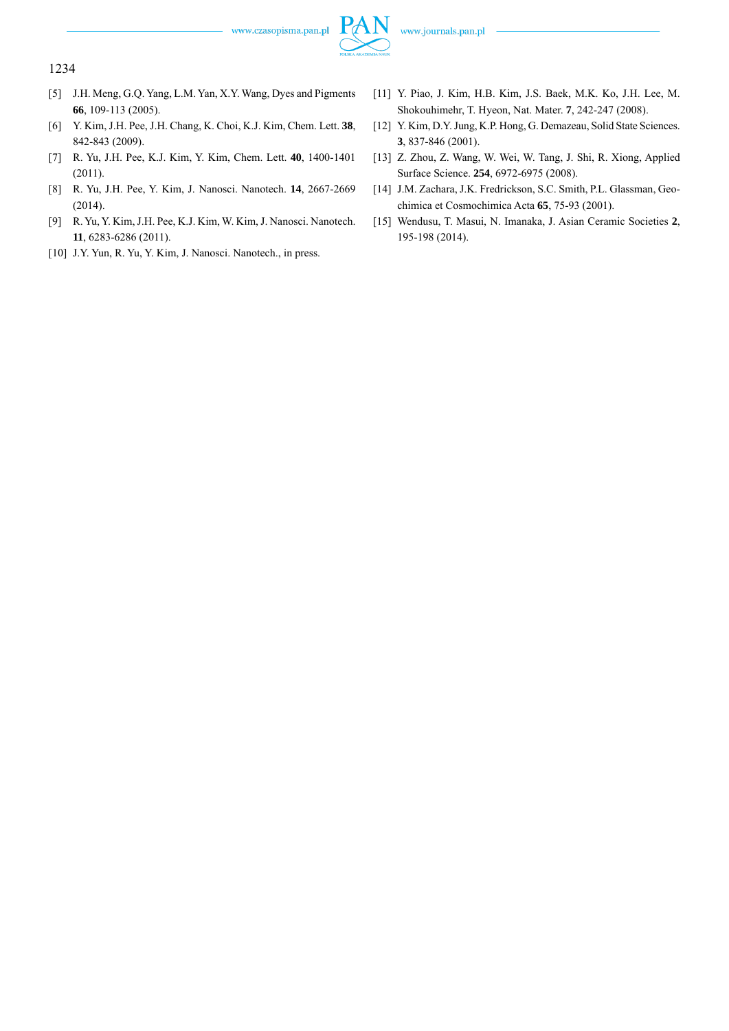[5] J.H. Meng, G.Q. Yang, L.M. Yan, X.Y. Wang, Dyes and Pigments **66**, 109-113 (2005).

[6] Y. Kim, J.H. Pee, J.H. Chang, K. Choi, K.J. Kim, Chem. Lett. **38**, 842-843 (2009).

[7] R. Yu, J.H. Pee, K.J. Kim, Y. Kim, Chem. Lett. **40**, 1400-1401 (2011).

[8] R. Yu, J.H. Pee, Y. Kim, J. Nanosci. Nanotech. **14**, 2667-2669 (2014).

[9] R. Yu, Y. Kim, J.H. Pee, K.J. Kim, W. Kim, J. Nanosci. Nanotech. **11**, 6283-6286 (2011).

[10] J.Y. Yun, R. Yu, Y. Kim, J. Nanosci. Nanotech., in press.

[11] Y. Piao, J. Kim, H.B. Kim, J.S. Baek, M.K. Ko, J.H. Lee, M. Shokouhimehr, T. Hyeon, Nat. Mater. **7**, 242-247 (2008).

[12] Y. Kim, D.Y. Jung, K.P. Hong, G. Demazeau, Solid State Sciences. **3**, 837-846 (2001).

[13] Z. Zhou, Z. Wang, W. Wei, W. Tang, J. Shi, R. Xiong, Applied Surface Science. **254**, 6972-6975 (2008).

[14] J.M. Zachara, J.K. Fredrickson, S.C. Smith, P.L. Glassman, Geochimica et Cosmochimica Acta **65**, 75-93 (2001).

[15] Wendusu, T. Masui, N. Imanaka, J. Asian Ceramic Societies **2**, 195-198 (2014).